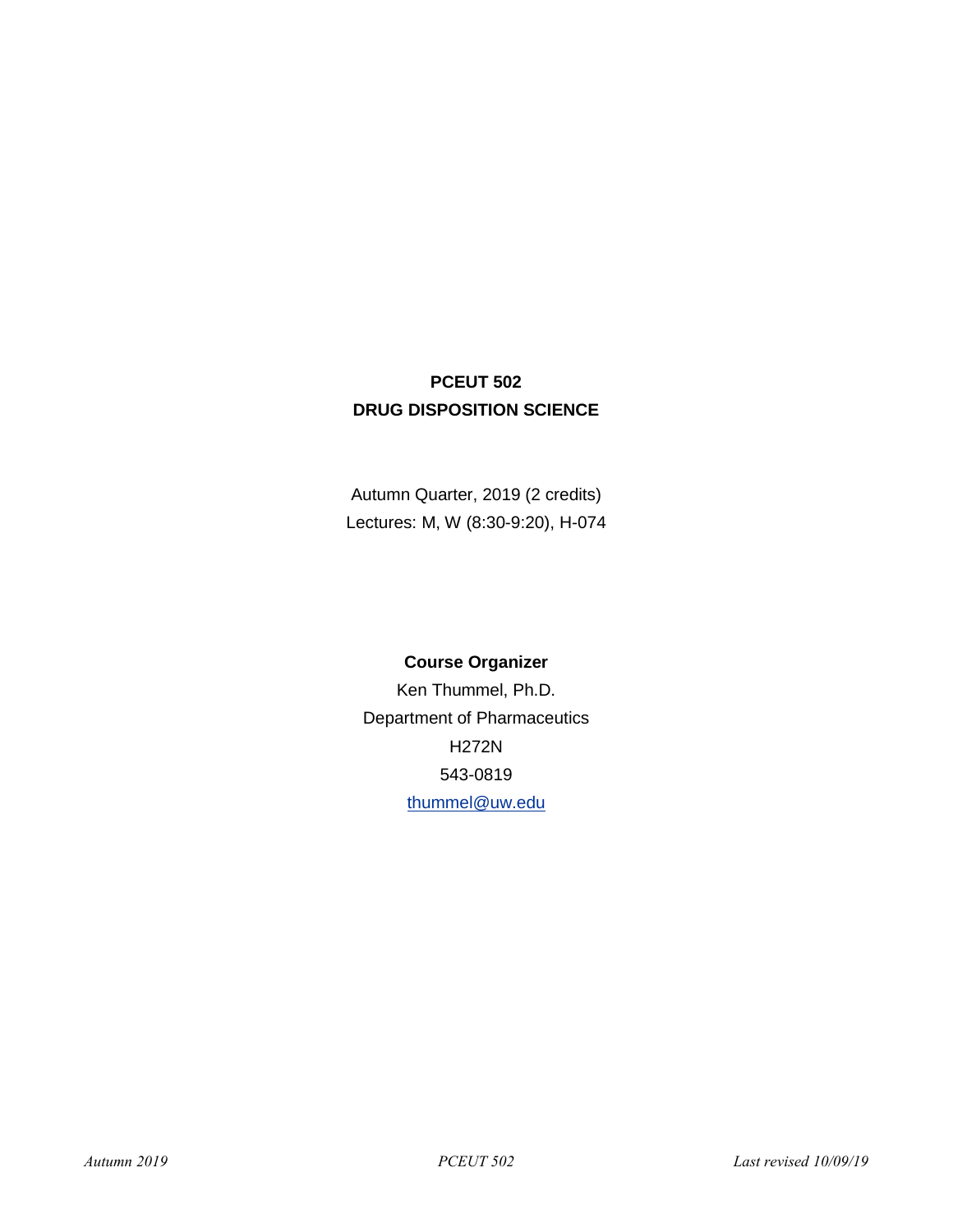# PCEUT 502

# DRUG DISPOSITION SCIENCE

Autumn Quarter, 2019 (2 credits)

Lectures: M, W (8:30-9:20), H-074

**Course Organizer**

Ken Thummel, Ph.D.

Department of Pharmaceutics

H272N

543-0819

thummel@uw.edu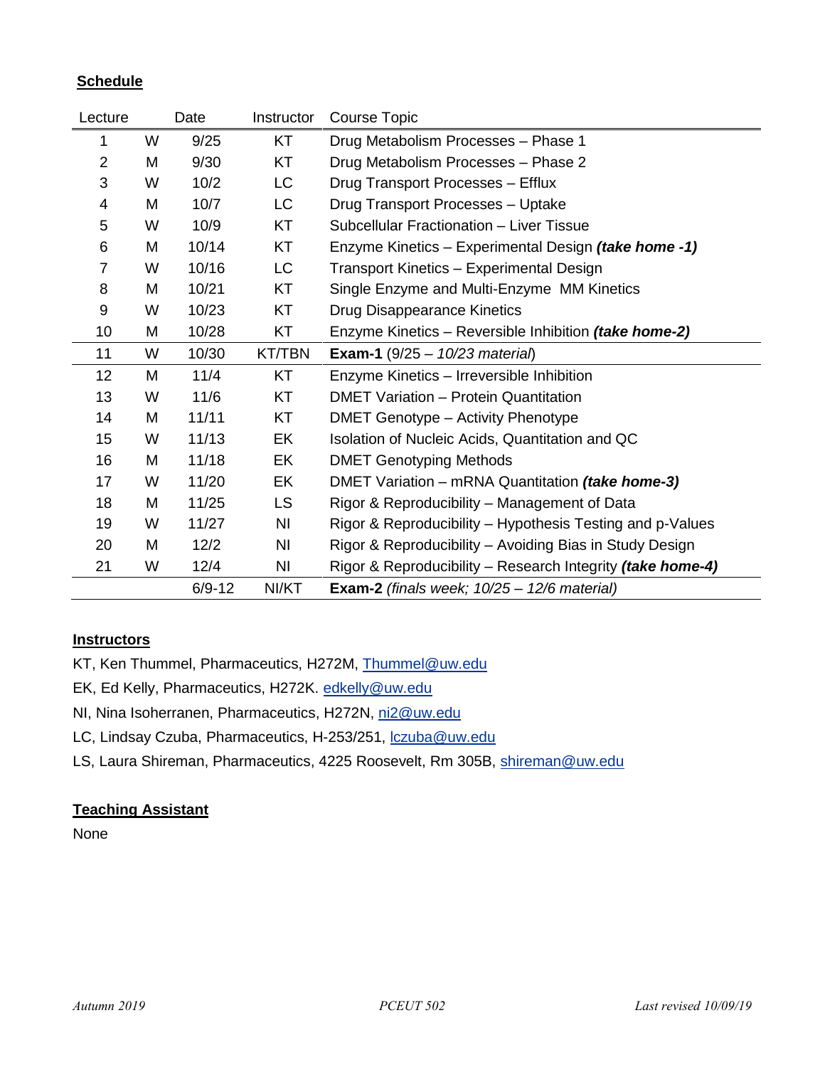## Schedule

| Lecture | | Date | Instructor | Course Topic |
|---|---|---|---|---|
| 1 | W | 9/25 | KT | Drug Metabolism Processes – Phase 1 |
| 2 | M | 9/30 | KT | Drug Metabolism Processes – Phase 2 |
| 3 | W | 10/2 | LC | Drug Transport Processes – Efflux |
| 4 | M | 10/7 | LC | Drug Transport Processes – Uptake |
| 5 | W | 10/9 | KT | Subcellular Fractionation – Liver Tissue |
| 6 | M | 10/14 | KT | Enzyme Kinetics – Experimental Design ***(take home -1)*** |
| 7 | W | 10/16 | LC | Transport Kinetics – Experimental Design |
| 8 | M | 10/21 | KT | Single Enzyme and Multi-Enzyme MM Kinetics |
| 9 | W | 10/23 | KT | Drug Disappearance Kinetics |
| 10 | M | 10/28 | KT | Enzyme Kinetics – Reversible Inhibition ***(take home-2)*** |
| 11 | W | 10/30 | KT/TBN | **Exam-1** (9/25 – *10/23 material*) |
| 12 | M | 11/4 | KT | Enzyme Kinetics – Irreversible Inhibition |
| 13 | W | 11/6 | KT | DMET Variation – Protein Quantitation |
| 14 | M | 11/11 | KT | DMET Genotype – Activity Phenotype |
| 15 | W | 11/13 | EK | Isolation of Nucleic Acids, Quantitation and QC |
| 16 | M | 11/18 | EK | DMET Genotyping Methods |
| 17 | W | 11/20 | EK | DMET Variation – mRNA Quantitation ***(take home-3)*** |
| 18 | M | 11/25 | LS | Rigor & Reproducibility – Management of Data |
| 19 | W | 11/27 | NI | Rigor & Reproducibility – Hypothesis Testing and p-Values |
| 20 | M | 12/2 | NI | Rigor & Reproducibility – Avoiding Bias in Study Design |
| 21 | W | 12/4 | NI | Rigor & Reproducibility – Research Integrity ***(take home-4)*** |
| | | 6/9-12 | NI/KT | **Exam-2** *(finals week; 10/25 – 12/6 material)* |

## Instructors

KT, Ken Thummel, Pharmaceutics, H272M, Thummel@uw.edu

EK, Ed Kelly, Pharmaceutics, H272K. edkelly@uw.edu

NI, Nina Isoherranen, Pharmaceutics, H272N, ni2@uw.edu

LC, Lindsay Czuba, Pharmaceutics, H-253/251, lczuba@uw.edu

LS, Laura Shireman, Pharmaceutics, 4225 Roosevelt, Rm 305B, shireman@uw.edu

## Teaching Assistant

None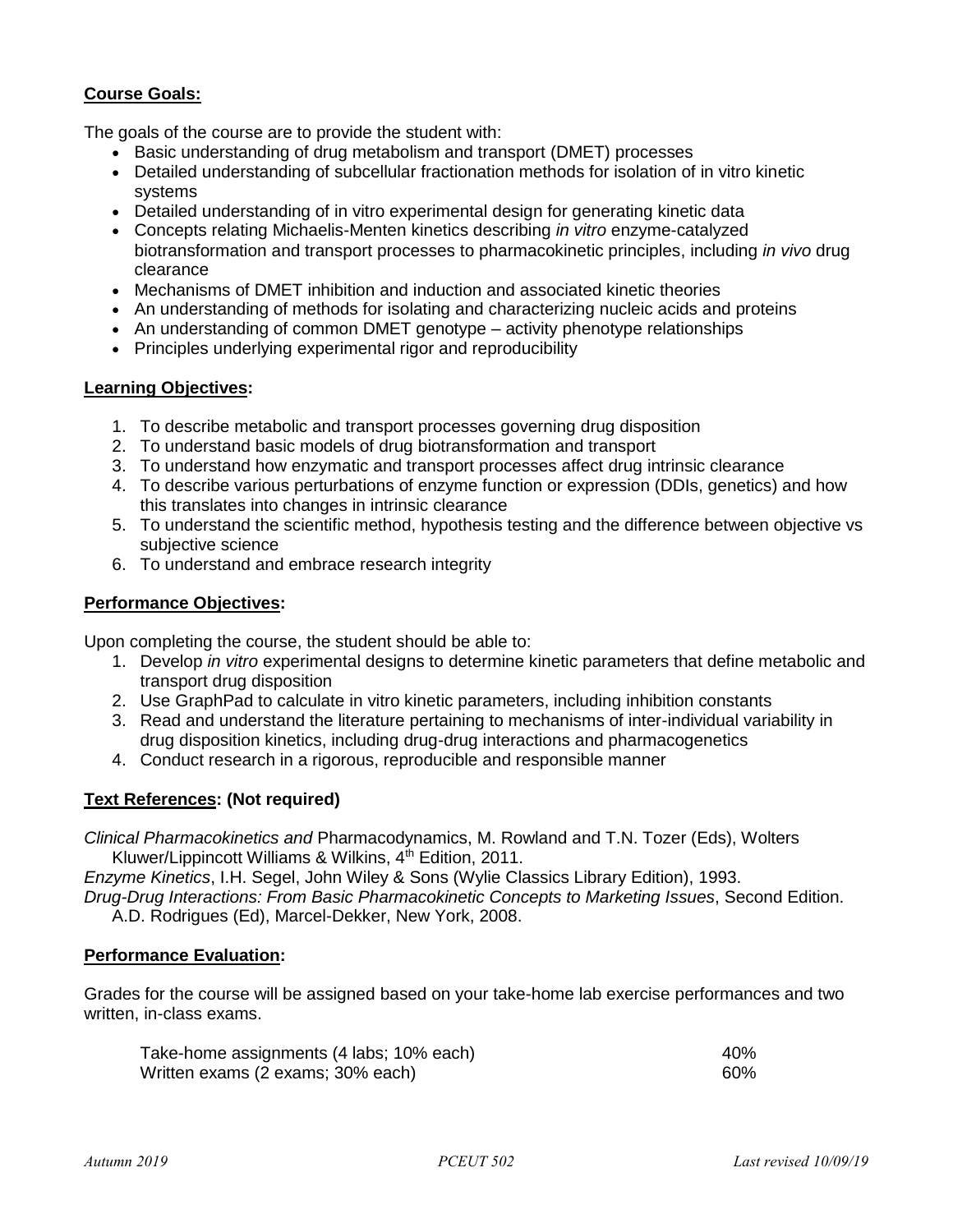**Course Goals:**

The goals of the course are to provide the student with:

- Basic understanding of drug metabolism and transport (DMET) processes
- Detailed understanding of subcellular fractionation methods for isolation of in vitro kinetic systems
- Detailed understanding of in vitro experimental design for generating kinetic data
- Concepts relating Michaelis-Menten kinetics describing *in vitro* enzyme-catalyzed biotransformation and transport processes to pharmacokinetic principles, including *in vivo* drug clearance
- Mechanisms of DMET inhibition and induction and associated kinetic theories
- An understanding of methods for isolating and characterizing nucleic acids and proteins
- An understanding of common DMET genotype – activity phenotype relationships
- Principles underlying experimental rigor and reproducibility

**Learning Objectives:**

1. To describe metabolic and transport processes governing drug disposition
2. To understand basic models of drug biotransformation and transport
3. To understand how enzymatic and transport processes affect drug intrinsic clearance
4. To describe various perturbations of enzyme function or expression (DDIs, genetics) and how this translates into changes in intrinsic clearance
5. To understand the scientific method, hypothesis testing and the difference between objective vs subjective science
6. To understand and embrace research integrity

**Performance Objectives:**

Upon completing the course, the student should be able to:

1. Develop *in vitro* experimental designs to determine kinetic parameters that define metabolic and transport drug disposition
2. Use GraphPad to calculate in vitro kinetic parameters, including inhibition constants
3. Read and understand the literature pertaining to mechanisms of inter-individual variability in drug disposition kinetics, including drug-drug interactions and pharmacogenetics
4. Conduct research in a rigorous, reproducible and responsible manner

**Text References: (Not required)**

*Clinical Pharmacokinetics and* Pharmacodynamics, M. Rowland and T.N. Tozer (Eds), Wolters Kluwer/Lippincott Williams & Wilkins, 4th Edition, 2011.

*Enzyme Kinetics*, I.H. Segel, John Wiley & Sons (Wylie Classics Library Edition), 1993.

*Drug-Drug Interactions: From Basic Pharmacokinetic Concepts to Marketing Issues*, Second Edition. A.D. Rodrigues (Ed), Marcel-Dekker, New York, 2008.

**Performance Evaluation:**

Grades for the course will be assigned based on your take-home lab exercise performances and two written, in-class exams.

| | |
|---|---|
| Take-home assignments (4 labs; 10% each) | 40% |
| Written exams (2 exams; 30% each) | 60% |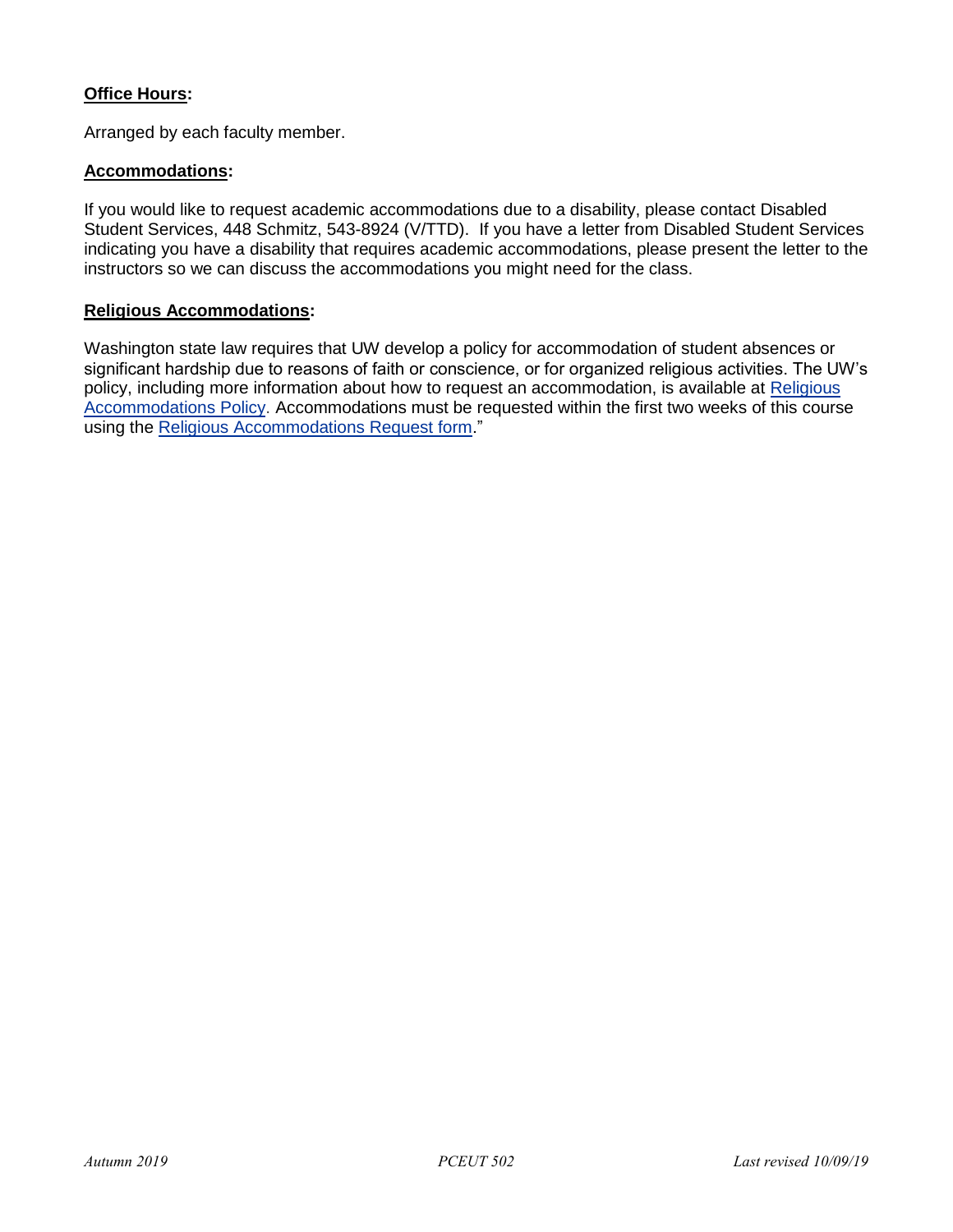**Office Hours:**

Arranged by each faculty member.

**Accommodations:**

If you would like to request academic accommodations due to a disability, please contact Disabled Student Services, 448 Schmitz, 543-8924 (V/TTD). If you have a letter from Disabled Student Services indicating you have a disability that requires academic accommodations, please present the letter to the instructors so we can discuss the accommodations you might need for the class.

**Religious Accommodations:**

Washington state law requires that UW develop a policy for accommodation of student absences or significant hardship due to reasons of faith or conscience, or for organized religious activities. The UW's policy, including more information about how to request an accommodation, is available at Religious Accommodations Policy. Accommodations must be requested within the first two weeks of this course using the Religious Accommodations Request form."